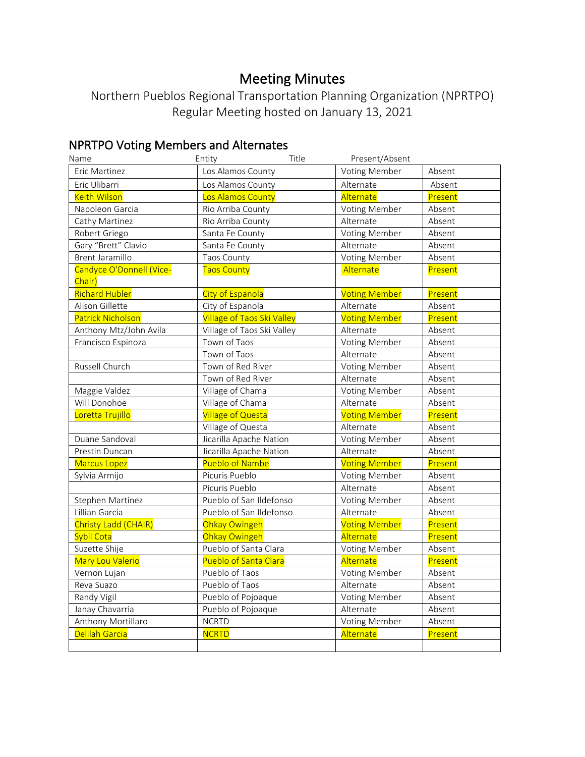# Meeting Minutes

Northern Pueblos Regional Transportation Planning Organization (NPRTPO)
Regular Meeting hosted on January 13, 2021

## NPRTPO Voting Members and Alternates

| Name | Entity | Title | Present/Absent |
|---|---|---|---|
| Eric Martinez | Los Alamos County | Voting Member | Absent |
| Eric Ulibarri | Los Alamos County | Alternate | Absent |
| Keith Wilson | Los Alamos County | Alternate | Present |
| Napoleon Garcia | Rio Arriba County | Voting Member | Absent |
| Cathy Martinez | Rio Arriba County | Alternate | Absent |
| Robert Griego | Santa Fe County | Voting Member | Absent |
| Gary "Brett" Clavio | Santa Fe County | Alternate | Absent |
| Brent Jaramillo | Taos County | Voting Member | Absent |
| Candyce O'Donnell (Vice-Chair) | Taos County | Alternate | Present |
| Richard Hubler | City of Espanola | Voting Member | Present |
| Alison Gillette | City of Espanola | Alternate | Absent |
| Patrick Nicholson | Village of Taos Ski Valley | Voting Member | Present |
| Anthony Mtz/John Avila | Village of Taos Ski Valley | Alternate | Absent |
| Francisco Espinoza | Town of Taos | Voting Member | Absent |
| | Town of Taos | Alternate | Absent |
| Russell Church | Town of Red River | Voting Member | Absent |
| | Town of Red River | Alternate | Absent |
| Maggie Valdez | Village of Chama | Voting Member | Absent |
| Will Donohoe | Village of Chama | Alternate | Absent |
| Loretta Trujillo | Village of Questa | Voting Member | Present |
| | Village of Questa | Alternate | Absent |
| Duane Sandoval | Jicarilla Apache Nation | Voting Member | Absent |
| Prestin Duncan | Jicarilla Apache Nation | Alternate | Absent |
| Marcus Lopez | Pueblo of Nambe | Voting Member | Present |
| Sylvia Armijo | Picuris Pueblo | Voting Member | Absent |
| | Picuris Pueblo | Alternate | Absent |
| Stephen Martinez | Pueblo of San Ildefonso | Voting Member | Absent |
| Lillian Garcia | Pueblo of San Ildefonso | Alternate | Absent |
| Christy Ladd (CHAIR) | Ohkay Owingeh | Voting Member | Present |
| Sybil Cota | Ohkay Owingeh | Alternate | Present |
| Suzette Shije | Pueblo of Santa Clara | Voting Member | Absent |
| Mary Lou Valerio | Pueblo of Santa Clara | Alternate | Present |
| Vernon Lujan | Pueblo of Taos | Voting Member | Absent |
| Reva Suazo | Pueblo of Taos | Alternate | Absent |
| Randy Vigil | Pueblo of Pojoaque | Voting Member | Absent |
| Janay Chavarria | Pueblo of Pojoaque | Alternate | Absent |
| Anthony Mortillaro | NCRTD | Voting Member | Absent |
| Delilah Garcia | NCRTD | Alternate | Present |
| | | | |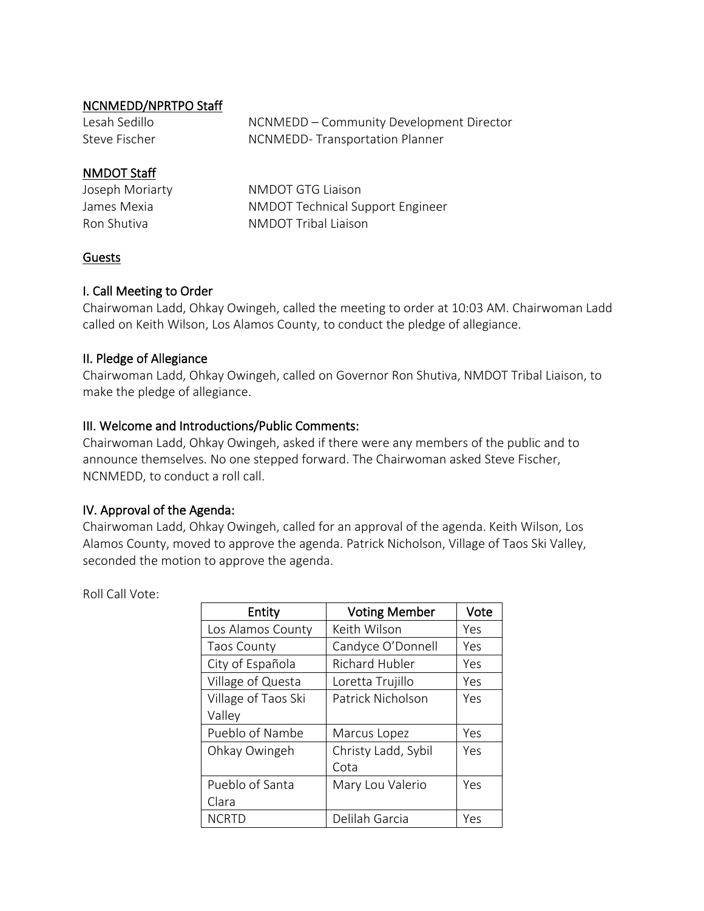**NCNMEDD/NPRTPO Staff**

Lesah Sedillo — NCNMEDD – Community Development Director
Steve Fischer — NCNMEDD- Transportation Planner

**NMDOT Staff**

Joseph Moriarty — NMDOT GTG Liaison
James Mexia — NMDOT Technical Support Engineer
Ron Shutiva — NMDOT Tribal Liaison

**Guests**

## I. Call Meeting to Order

Chairwoman Ladd, Ohkay Owingeh, called the meeting to order at 10:03 AM. Chairwoman Ladd called on Keith Wilson, Los Alamos County, to conduct the pledge of allegiance.

## II. Pledge of Allegiance

Chairwoman Ladd, Ohkay Owingeh, called on Governor Ron Shutiva, NMDOT Tribal Liaison, to make the pledge of allegiance.

## III. Welcome and Introductions/Public Comments:

Chairwoman Ladd, Ohkay Owingeh, asked if there were any members of the public and to announce themselves. No one stepped forward. The Chairwoman asked Steve Fischer, NCNMEDD, to conduct a roll call.

## IV. Approval of the Agenda:

Chairwoman Ladd, Ohkay Owingeh, called for an approval of the agenda. Keith Wilson, Los Alamos County, moved to approve the agenda. Patrick Nicholson, Village of Taos Ski Valley, seconded the motion to approve the agenda.

Roll Call Vote:

| Entity | Voting Member | Vote |
|---|---|---|
| Los Alamos County | Keith Wilson | Yes |
| Taos County | Candyce O'Donnell | Yes |
| City of Española | Richard Hubler | Yes |
| Village of Questa | Loretta Trujillo | Yes |
| Village of Taos Ski Valley | Patrick Nicholson | Yes |
| Pueblo of Nambe | Marcus Lopez | Yes |
| Ohkay Owingeh | Christy Ladd, Sybil Cota | Yes |
| Pueblo of Santa Clara | Mary Lou Valerio | Yes |
| NCRTD | Delilah Garcia | Yes |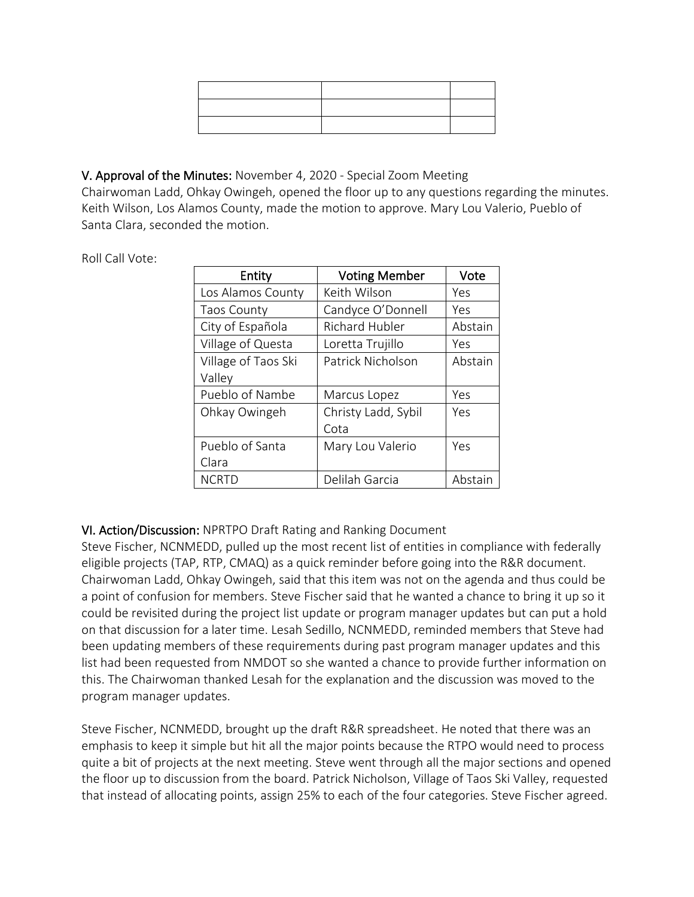| | | |
|---|---|---|
| | | |
| | | |

**V. Approval of the Minutes:** November 4, 2020 - Special Zoom Meeting
Chairwoman Ladd, Ohkay Owingeh, opened the floor up to any questions regarding the minutes. Keith Wilson, Los Alamos County, made the motion to approve. Mary Lou Valerio, Pueblo of Santa Clara, seconded the motion.

Roll Call Vote:

| Entity | Voting Member | Vote |
|---|---|---|
| Los Alamos County | Keith Wilson | Yes |
| Taos County | Candyce O'Donnell | Yes |
| City of Española | Richard Hubler | Abstain |
| Village of Questa | Loretta Trujillo | Yes |
| Village of Taos Ski Valley | Patrick Nicholson | Abstain |
| Pueblo of Nambe | Marcus Lopez | Yes |
| Ohkay Owingeh | Christy Ladd, Sybil Cota | Yes |
| Pueblo of Santa Clara | Mary Lou Valerio | Yes |
| NCRTD | Delilah Garcia | Abstain |

**VI. Action/Discussion:** NPRTPO Draft Rating and Ranking Document
Steve Fischer, NCNMEDD, pulled up the most recent list of entities in compliance with federally eligible projects (TAP, RTP, CMAQ) as a quick reminder before going into the R&R document. Chairwoman Ladd, Ohkay Owingeh, said that this item was not on the agenda and thus could be a point of confusion for members. Steve Fischer said that he wanted a chance to bring it up so it could be revisited during the project list update or program manager updates but can put a hold on that discussion for a later time. Lesah Sedillo, NCNMEDD, reminded members that Steve had been updating members of these requirements during past program manager updates and this list had been requested from NMDOT so she wanted a chance to provide further information on this. The Chairwoman thanked Lesah for the explanation and the discussion was moved to the program manager updates.

Steve Fischer, NCNMEDD, brought up the draft R&R spreadsheet. He noted that there was an emphasis to keep it simple but hit all the major points because the RTPO would need to process quite a bit of projects at the next meeting. Steve went through all the major sections and opened the floor up to discussion from the board. Patrick Nicholson, Village of Taos Ski Valley, requested that instead of allocating points, assign 25% to each of the four categories. Steve Fischer agreed.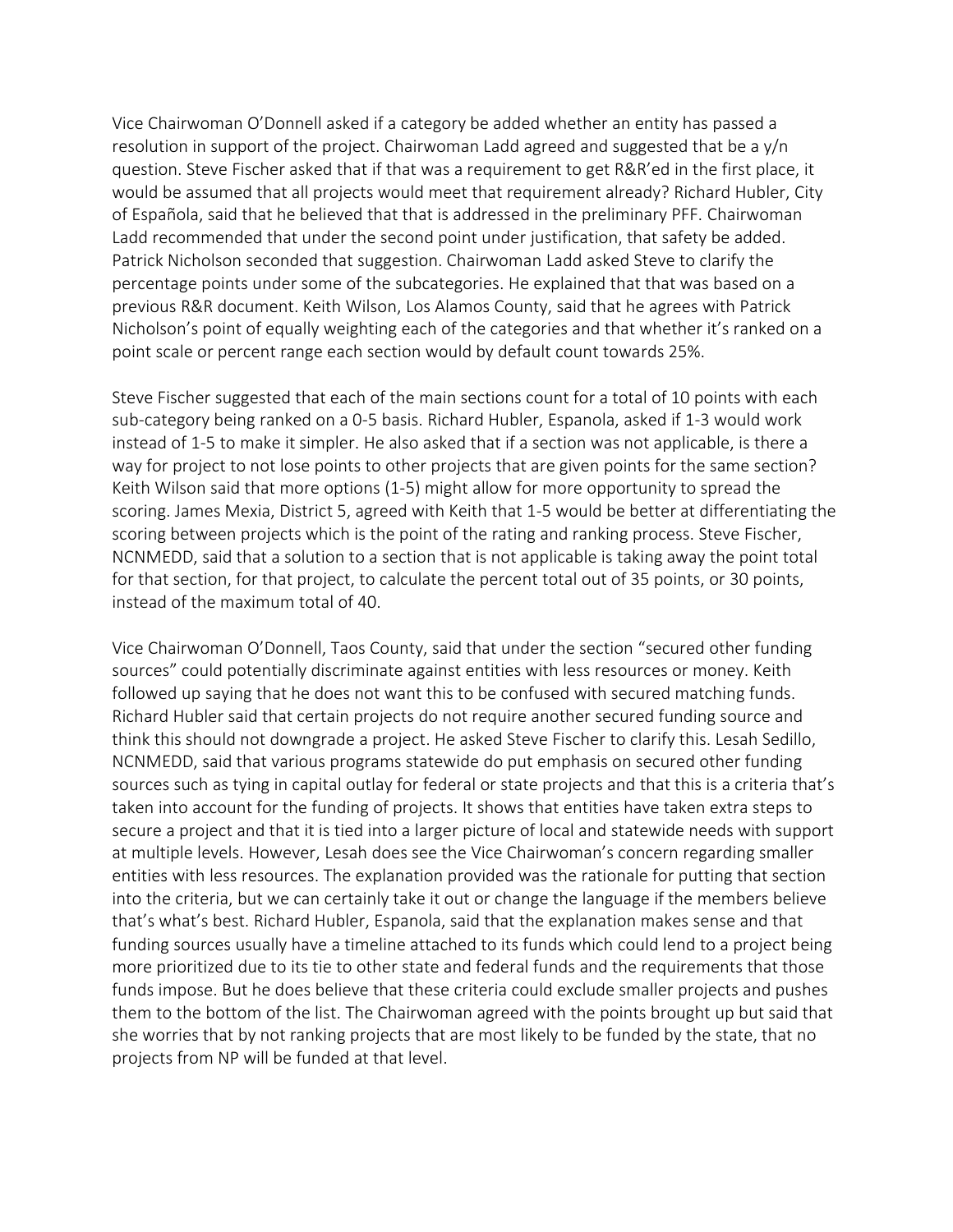Vice Chairwoman O'Donnell asked if a category be added whether an entity has passed a resolution in support of the project. Chairwoman Ladd agreed and suggested that be a y/n question. Steve Fischer asked that if that was a requirement to get R&R'ed in the first place, it would be assumed that all projects would meet that requirement already? Richard Hubler, City of Española, said that he believed that that is addressed in the preliminary PFF. Chairwoman Ladd recommended that under the second point under justification, that safety be added. Patrick Nicholson seconded that suggestion. Chairwoman Ladd asked Steve to clarify the percentage points under some of the subcategories. He explained that that was based on a previous R&R document. Keith Wilson, Los Alamos County, said that he agrees with Patrick Nicholson's point of equally weighting each of the categories and that whether it's ranked on a point scale or percent range each section would by default count towards 25%.

Steve Fischer suggested that each of the main sections count for a total of 10 points with each sub-category being ranked on a 0-5 basis. Richard Hubler, Espanola, asked if 1-3 would work instead of 1-5 to make it simpler. He also asked that if a section was not applicable, is there a way for project to not lose points to other projects that are given points for the same section? Keith Wilson said that more options (1-5) might allow for more opportunity to spread the scoring. James Mexia, District 5, agreed with Keith that 1-5 would be better at differentiating the scoring between projects which is the point of the rating and ranking process. Steve Fischer, NCNMEDD, said that a solution to a section that is not applicable is taking away the point total for that section, for that project, to calculate the percent total out of 35 points, or 30 points, instead of the maximum total of 40.

Vice Chairwoman O'Donnell, Taos County, said that under the section "secured other funding sources" could potentially discriminate against entities with less resources or money. Keith followed up saying that he does not want this to be confused with secured matching funds. Richard Hubler said that certain projects do not require another secured funding source and think this should not downgrade a project. He asked Steve Fischer to clarify this. Lesah Sedillo, NCNMEDD, said that various programs statewide do put emphasis on secured other funding sources such as tying in capital outlay for federal or state projects and that this is a criteria that's taken into account for the funding of projects. It shows that entities have taken extra steps to secure a project and that it is tied into a larger picture of local and statewide needs with support at multiple levels. However, Lesah does see the Vice Chairwoman's concern regarding smaller entities with less resources. The explanation provided was the rationale for putting that section into the criteria, but we can certainly take it out or change the language if the members believe that's what's best. Richard Hubler, Espanola, said that the explanation makes sense and that funding sources usually have a timeline attached to its funds which could lend to a project being more prioritized due to its tie to other state and federal funds and the requirements that those funds impose. But he does believe that these criteria could exclude smaller projects and pushes them to the bottom of the list. The Chairwoman agreed with the points brought up but said that she worries that by not ranking projects that are most likely to be funded by the state, that no projects from NP will be funded at that level.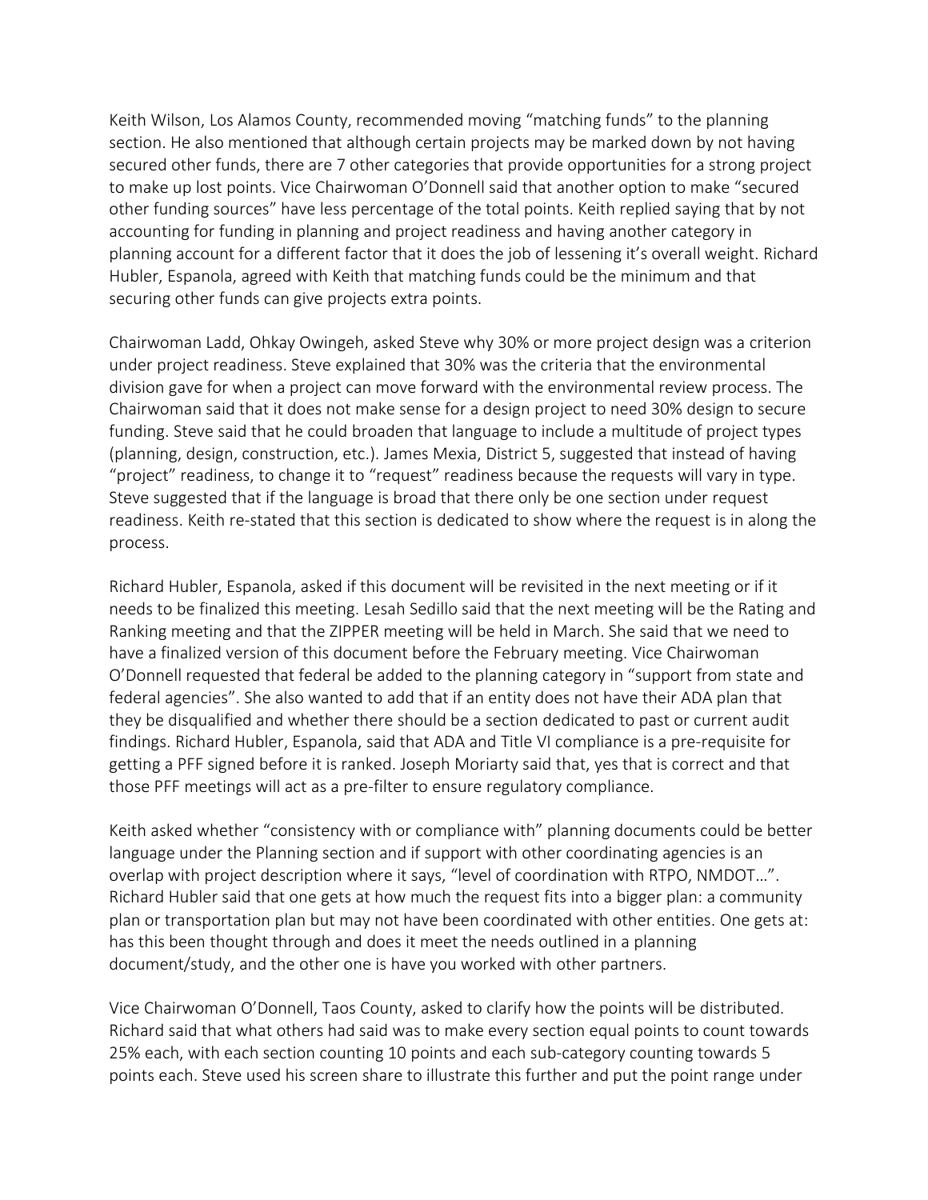Keith Wilson, Los Alamos County, recommended moving "matching funds" to the planning section. He also mentioned that although certain projects may be marked down by not having secured other funds, there are 7 other categories that provide opportunities for a strong project to make up lost points. Vice Chairwoman O'Donnell said that another option to make "secured other funding sources" have less percentage of the total points. Keith replied saying that by not accounting for funding in planning and project readiness and having another category in planning account for a different factor that it does the job of lessening it's overall weight. Richard Hubler, Espanola, agreed with Keith that matching funds could be the minimum and that securing other funds can give projects extra points.

Chairwoman Ladd, Ohkay Owingeh, asked Steve why 30% or more project design was a criterion under project readiness. Steve explained that 30% was the criteria that the environmental division gave for when a project can move forward with the environmental review process. The Chairwoman said that it does not make sense for a design project to need 30% design to secure funding. Steve said that he could broaden that language to include a multitude of project types (planning, design, construction, etc.). James Mexia, District 5, suggested that instead of having "project" readiness, to change it to "request" readiness because the requests will vary in type. Steve suggested that if the language is broad that there only be one section under request readiness. Keith re-stated that this section is dedicated to show where the request is in along the process.

Richard Hubler, Espanola, asked if this document will be revisited in the next meeting or if it needs to be finalized this meeting. Lesah Sedillo said that the next meeting will be the Rating and Ranking meeting and that the ZIPPER meeting will be held in March. She said that we need to have a finalized version of this document before the February meeting. Vice Chairwoman O'Donnell requested that federal be added to the planning category in "support from state and federal agencies". She also wanted to add that if an entity does not have their ADA plan that they be disqualified and whether there should be a section dedicated to past or current audit findings. Richard Hubler, Espanola, said that ADA and Title VI compliance is a pre-requisite for getting a PFF signed before it is ranked. Joseph Moriarty said that, yes that is correct and that those PFF meetings will act as a pre-filter to ensure regulatory compliance.

Keith asked whether "consistency with or compliance with" planning documents could be better language under the Planning section and if support with other coordinating agencies is an overlap with project description where it says, "level of coordination with RTPO, NMDOT…". Richard Hubler said that one gets at how much the request fits into a bigger plan: a community plan or transportation plan but may not have been coordinated with other entities. One gets at: has this been thought through and does it meet the needs outlined in a planning document/study, and the other one is have you worked with other partners.

Vice Chairwoman O'Donnell, Taos County, asked to clarify how the points will be distributed. Richard said that what others had said was to make every section equal points to count towards 25% each, with each section counting 10 points and each sub-category counting towards 5 points each. Steve used his screen share to illustrate this further and put the point range under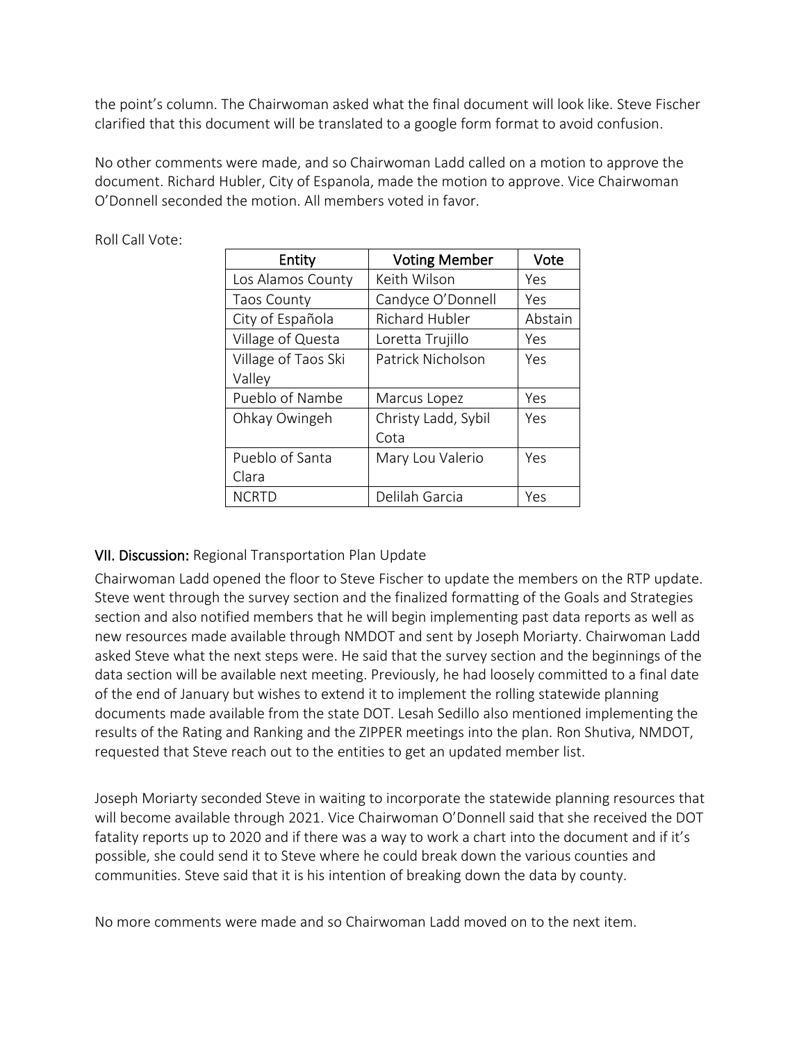the point's column. The Chairwoman asked what the final document will look like. Steve Fischer clarified that this document will be translated to a google form format to avoid confusion.

No other comments were made, and so Chairwoman Ladd called on a motion to approve the document. Richard Hubler, City of Espanola, made the motion to approve. Vice Chairwoman O'Donnell seconded the motion. All members voted in favor.

Roll Call Vote:

| Entity | Voting Member | Vote |
|---|---|---|
| Los Alamos County | Keith Wilson | Yes |
| Taos County | Candyce O'Donnell | Yes |
| City of Española | Richard Hubler | Abstain |
| Village of Questa | Loretta Trujillo | Yes |
| Village of Taos Ski Valley | Patrick Nicholson | Yes |
| Pueblo of Nambe | Marcus Lopez | Yes |
| Ohkay Owingeh | Christy Ladd, Sybil Cota | Yes |
| Pueblo of Santa Clara | Mary Lou Valerio | Yes |
| NCRTD | Delilah Garcia | Yes |

**VII. Discussion:** Regional Transportation Plan Update

Chairwoman Ladd opened the floor to Steve Fischer to update the members on the RTP update. Steve went through the survey section and the finalized formatting of the Goals and Strategies section and also notified members that he will begin implementing past data reports as well as new resources made available through NMDOT and sent by Joseph Moriarty. Chairwoman Ladd asked Steve what the next steps were. He said that the survey section and the beginnings of the data section will be available next meeting. Previously, he had loosely committed to a final date of the end of January but wishes to extend it to implement the rolling statewide planning documents made available from the state DOT. Lesah Sedillo also mentioned implementing the results of the Rating and Ranking and the ZIPPER meetings into the plan. Ron Shutiva, NMDOT, requested that Steve reach out to the entities to get an updated member list.

Joseph Moriarty seconded Steve in waiting to incorporate the statewide planning resources that will become available through 2021. Vice Chairwoman O'Donnell said that she received the DOT fatality reports up to 2020 and if there was a way to work a chart into the document and if it's possible, she could send it to Steve where he could break down the various counties and communities. Steve said that it is his intention of breaking down the data by county.

No more comments were made and so Chairwoman Ladd moved on to the next item.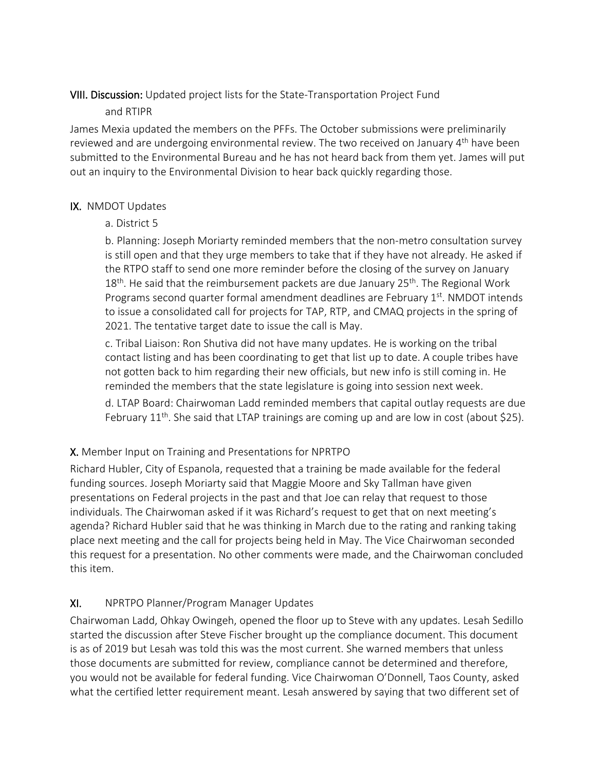**VIII. Discussion:** Updated project lists for the State-Transportation Project Fund and RTIPR

James Mexia updated the members on the PFFs. The October submissions were preliminarily reviewed and are undergoing environmental review. The two received on January 4th have been submitted to the Environmental Bureau and he has not heard back from them yet. James will put out an inquiry to the Environmental Division to hear back quickly regarding those.

**IX.** NMDOT Updates

a. District 5

b. Planning: Joseph Moriarty reminded members that the non-metro consultation survey is still open and that they urge members to take that if they have not already. He asked if the RTPO staff to send one more reminder before the closing of the survey on January 18th. He said that the reimbursement packets are due January 25th. The Regional Work Programs second quarter formal amendment deadlines are February 1st. NMDOT intends to issue a consolidated call for projects for TAP, RTP, and CMAQ projects in the spring of 2021. The tentative target date to issue the call is May.

c. Tribal Liaison: Ron Shutiva did not have many updates. He is working on the tribal contact listing and has been coordinating to get that list up to date. A couple tribes have not gotten back to him regarding their new officials, but new info is still coming in. He reminded the members that the state legislature is going into session next week.

d. LTAP Board: Chairwoman Ladd reminded members that capital outlay requests are due February 11th. She said that LTAP trainings are coming up and are low in cost (about $25).

**X.** Member Input on Training and Presentations for NPRTPO

Richard Hubler, City of Espanola, requested that a training be made available for the federal funding sources. Joseph Moriarty said that Maggie Moore and Sky Tallman have given presentations on Federal projects in the past and that Joe can relay that request to those individuals. The Chairwoman asked if it was Richard's request to get that on next meeting's agenda? Richard Hubler said that he was thinking in March due to the rating and ranking taking place next meeting and the call for projects being held in May. The Vice Chairwoman seconded this request for a presentation. No other comments were made, and the Chairwoman concluded this item.

**XI.** NPRTPO Planner/Program Manager Updates

Chairwoman Ladd, Ohkay Owingeh, opened the floor up to Steve with any updates. Lesah Sedillo started the discussion after Steve Fischer brought up the compliance document. This document is as of 2019 but Lesah was told this was the most current. She warned members that unless those documents are submitted for review, compliance cannot be determined and therefore, you would not be available for federal funding. Vice Chairwoman O'Donnell, Taos County, asked what the certified letter requirement meant. Lesah answered by saying that two different set of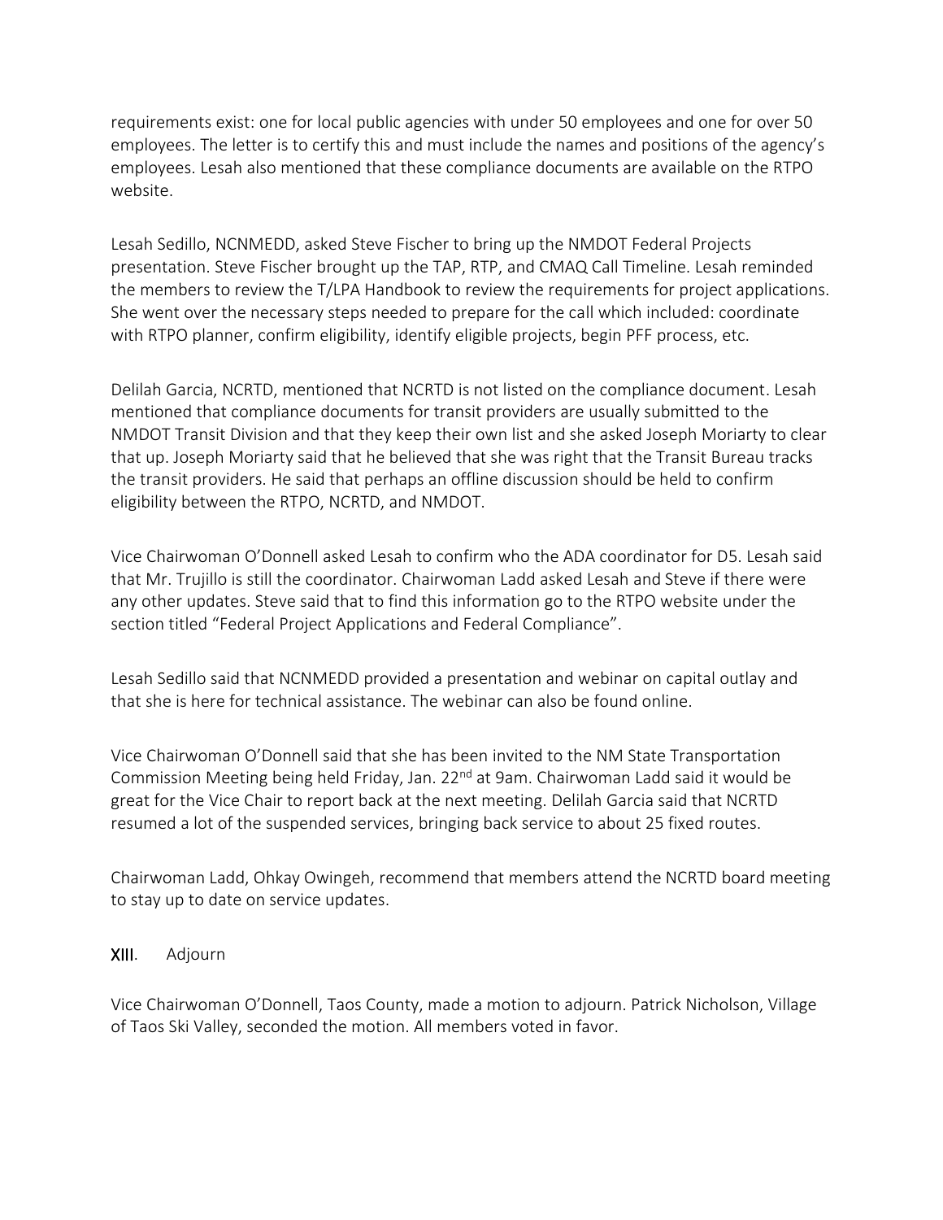requirements exist: one for local public agencies with under 50 employees and one for over 50 employees. The letter is to certify this and must include the names and positions of the agency's employees. Lesah also mentioned that these compliance documents are available on the RTPO website.

Lesah Sedillo, NCNMEDD, asked Steve Fischer to bring up the NMDOT Federal Projects presentation. Steve Fischer brought up the TAP, RTP, and CMAQ Call Timeline. Lesah reminded the members to review the T/LPA Handbook to review the requirements for project applications. She went over the necessary steps needed to prepare for the call which included: coordinate with RTPO planner, confirm eligibility, identify eligible projects, begin PFF process, etc.

Delilah Garcia, NCRTD, mentioned that NCRTD is not listed on the compliance document. Lesah mentioned that compliance documents for transit providers are usually submitted to the NMDOT Transit Division and that they keep their own list and she asked Joseph Moriarty to clear that up. Joseph Moriarty said that he believed that she was right that the Transit Bureau tracks the transit providers. He said that perhaps an offline discussion should be held to confirm eligibility between the RTPO, NCRTD, and NMDOT.

Vice Chairwoman O'Donnell asked Lesah to confirm who the ADA coordinator for D5. Lesah said that Mr. Trujillo is still the coordinator. Chairwoman Ladd asked Lesah and Steve if there were any other updates. Steve said that to find this information go to the RTPO website under the section titled "Federal Project Applications and Federal Compliance".

Lesah Sedillo said that NCNMEDD provided a presentation and webinar on capital outlay and that she is here for technical assistance. The webinar can also be found online.

Vice Chairwoman O'Donnell said that she has been invited to the NM State Transportation Commission Meeting being held Friday, Jan. 22nd at 9am. Chairwoman Ladd said it would be great for the Vice Chair to report back at the next meeting. Delilah Garcia said that NCRTD resumed a lot of the suspended services, bringing back service to about 25 fixed routes.

Chairwoman Ladd, Ohkay Owingeh, recommend that members attend the NCRTD board meeting to stay up to date on service updates.

## XIII. Adjourn

Vice Chairwoman O'Donnell, Taos County, made a motion to adjourn. Patrick Nicholson, Village of Taos Ski Valley, seconded the motion. All members voted in favor.